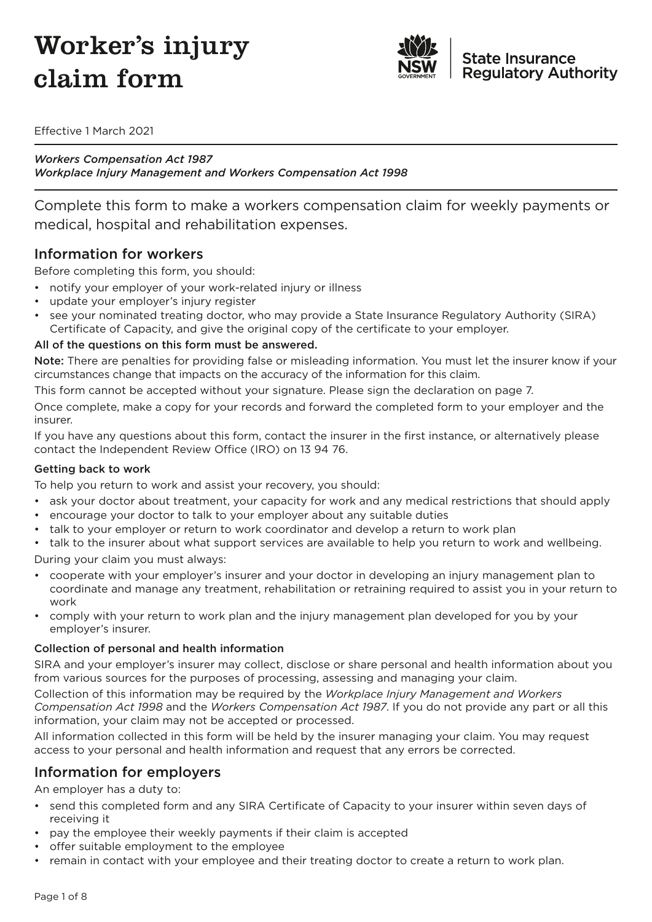# Worker's injury claim form

NSW Government | State Insurance Regulatory Authority

Effective 1 March 2021

*Workers Compensation Act 1987*
*Workplace Injury Management and Workers Compensation Act 1998*

Complete this form to make a workers compensation claim for weekly payments or medical, hospital and rehabilitation expenses.

## Information for workers

Before completing this form, you should:

- notify your employer of your work-related injury or illness
- update your employer's injury register
- see your nominated treating doctor, who may provide a State Insurance Regulatory Authority (SIRA) Certificate of Capacity, and give the original copy of the certificate to your employer.

**All of the questions on this form must be answered.**

**Note:** There are penalties for providing false or misleading information. You must let the insurer know if your circumstances change that impacts on the accuracy of the information for this claim.

This form cannot be accepted without your signature. Please sign the declaration on page 7.

Once complete, make a copy for your records and forward the completed form to your employer and the insurer.

If you have any questions about this form, contact the insurer in the first instance, or alternatively please contact the Independent Review Office (IRO) on 13 94 76.

### Getting back to work

To help you return to work and assist your recovery, you should:

- ask your doctor about treatment, your capacity for work and any medical restrictions that should apply
- encourage your doctor to talk to your employer about any suitable duties
- talk to your employer or return to work coordinator and develop a return to work plan
- talk to the insurer about what support services are available to help you return to work and wellbeing.

During your claim you must always:

- cooperate with your employer's insurer and your doctor in developing an injury management plan to coordinate and manage any treatment, rehabilitation or retraining required to assist you in your return to work
- comply with your return to work plan and the injury management plan developed for you by your employer's insurer.

### Collection of personal and health information

SIRA and your employer's insurer may collect, disclose or share personal and health information about you from various sources for the purposes of processing, assessing and managing your claim.

Collection of this information may be required by the *Workplace Injury Management and Workers Compensation Act 1998* and the *Workers Compensation Act 1987*. If you do not provide any part or all this information, your claim may not be accepted or processed.

All information collected in this form will be held by the insurer managing your claim. You may request access to your personal and health information and request that any errors be corrected.

## Information for employers

An employer has a duty to:

- send this completed form and any SIRA Certificate of Capacity to your insurer within seven days of receiving it
- pay the employee their weekly payments if their claim is accepted
- offer suitable employment to the employee
- remain in contact with your employee and their treating doctor to create a return to work plan.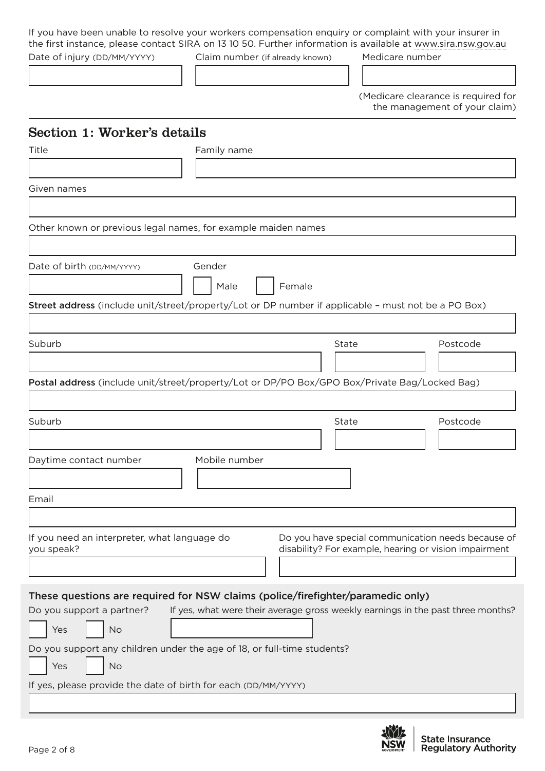If you have been unable to resolve your workers compensation enquiry or complaint with your insurer in the first instance, please contact SIRA on 13 10 50. Further information is available at www.sira.nsw.gov.au

Date of injury (DD/MM/YYYY)

Claim number (if already known)

Medicare number

(Medicare clearance is required for the management of your claim)

## Section 1: Worker's details

Title

Family name

Given names

Other known or previous legal names, for example maiden names

Date of birth (DD/MM/YYYY)

Gender

☐ Male ☐ Female

**Street address** (include unit/street/property/Lot or DP number if applicable – must not be a PO Box)

Suburb

State

Postcode

**Postal address** (include unit/street/property/Lot or DP/PO Box/GPO Box/Private Bag/Locked Bag)

Suburb

State

Postcode

Daytime contact number

Mobile number

Email

If you need an interpreter, what language do you speak?

Do you have special communication needs because of disability? For example, hearing or vision impairment

**These questions are required for NSW claims (police/firefighter/paramedic only)**

Do you support a partner?

☐ Yes ☐ No

If yes, what were their average gross weekly earnings in the past three months?

Do you support any children under the age of 18, or full-time students?

☐ Yes ☐ No

If yes, please provide the date of birth for each (DD/MM/YYYY)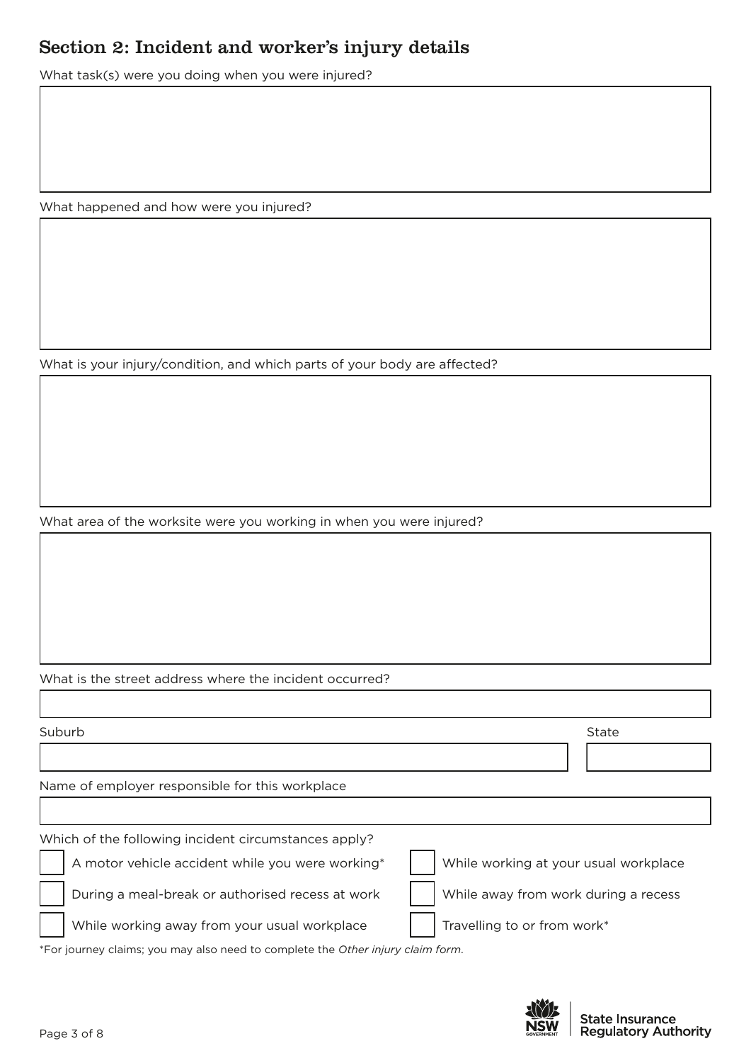## Section 2: Incident and worker's injury details

What task(s) were you doing when you were injured?

What happened and how were you injured?

What is your injury/condition, and which parts of your body are affected?

What area of the worksite were you working in when you were injured?

What is the street address where the incident occurred?

Suburb

State

Name of employer responsible for this workplace

Which of the following incident circumstances apply?

- ☐ A motor vehicle accident while you were working*
- ☐ While working at your usual workplace
- ☐ During a meal-break or authorised recess at work
- ☐ While away from work during a recess
- ☐ While working away from your usual workplace
- ☐ Travelling to or from work*

*For journey claims; you may also need to complete the *Other injury claim form*.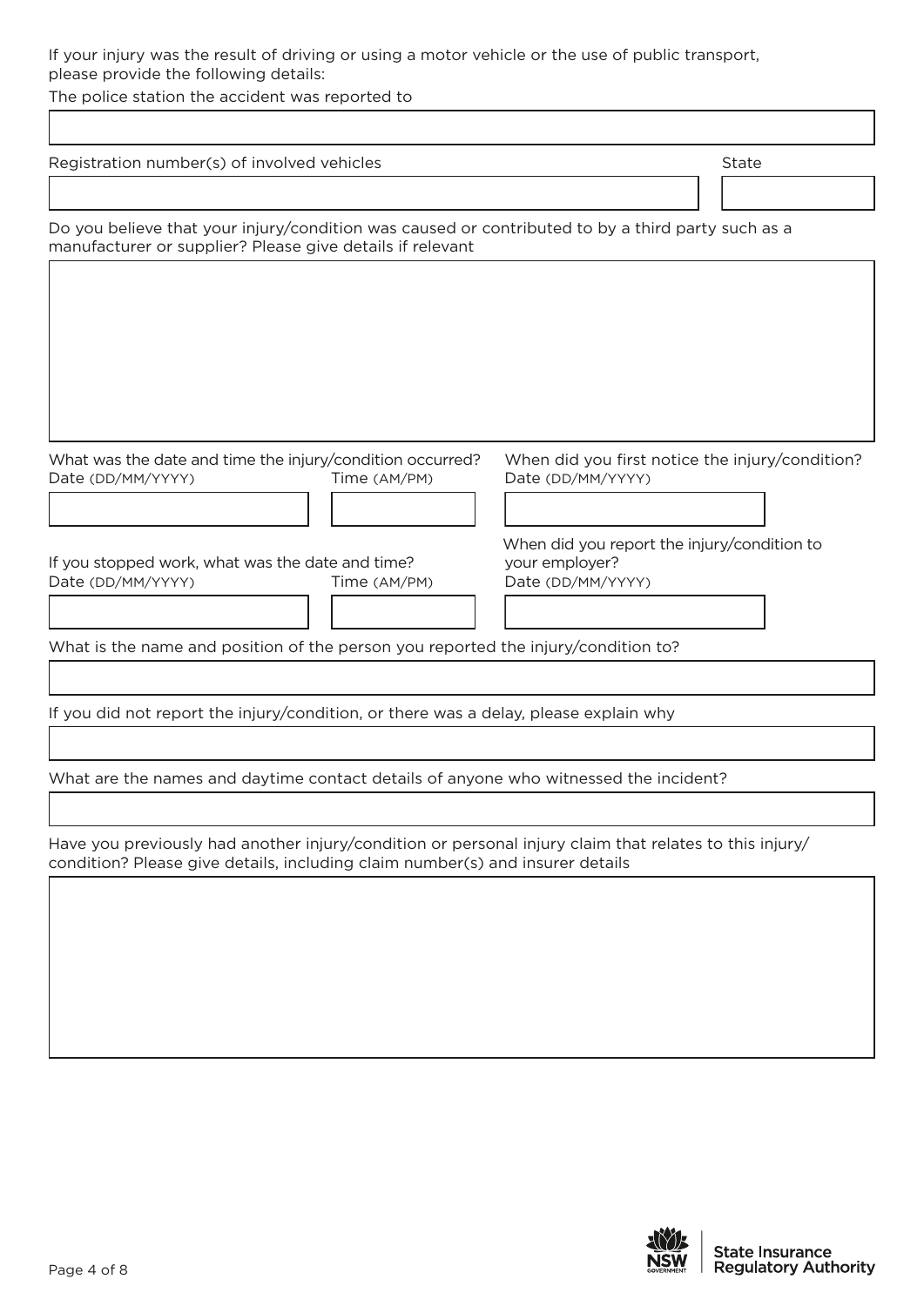If your injury was the result of driving or using a motor vehicle or the use of public transport, please provide the following details:

The police station the accident was reported to

Registration number(s) of involved vehicles

State

Do you believe that your injury/condition was caused or contributed to by a third party such as a manufacturer or supplier? Please give details if relevant

What was the date and time the injury/condition occurred?

Date (DD/MM/YYYY)

Time (AM/PM)

When did you first notice the injury/condition?

Date (DD/MM/YYYY)

If you stopped work, what was the date and time?

Date (DD/MM/YYYY)

Time (AM/PM)

When did you report the injury/condition to your employer?

Date (DD/MM/YYYY)

What is the name and position of the person you reported the injury/condition to?

If you did not report the injury/condition, or there was a delay, please explain why

What are the names and daytime contact details of anyone who witnessed the incident?

Have you previously had another injury/condition or personal injury claim that relates to this injury/condition? Please give details, including claim number(s) and insurer details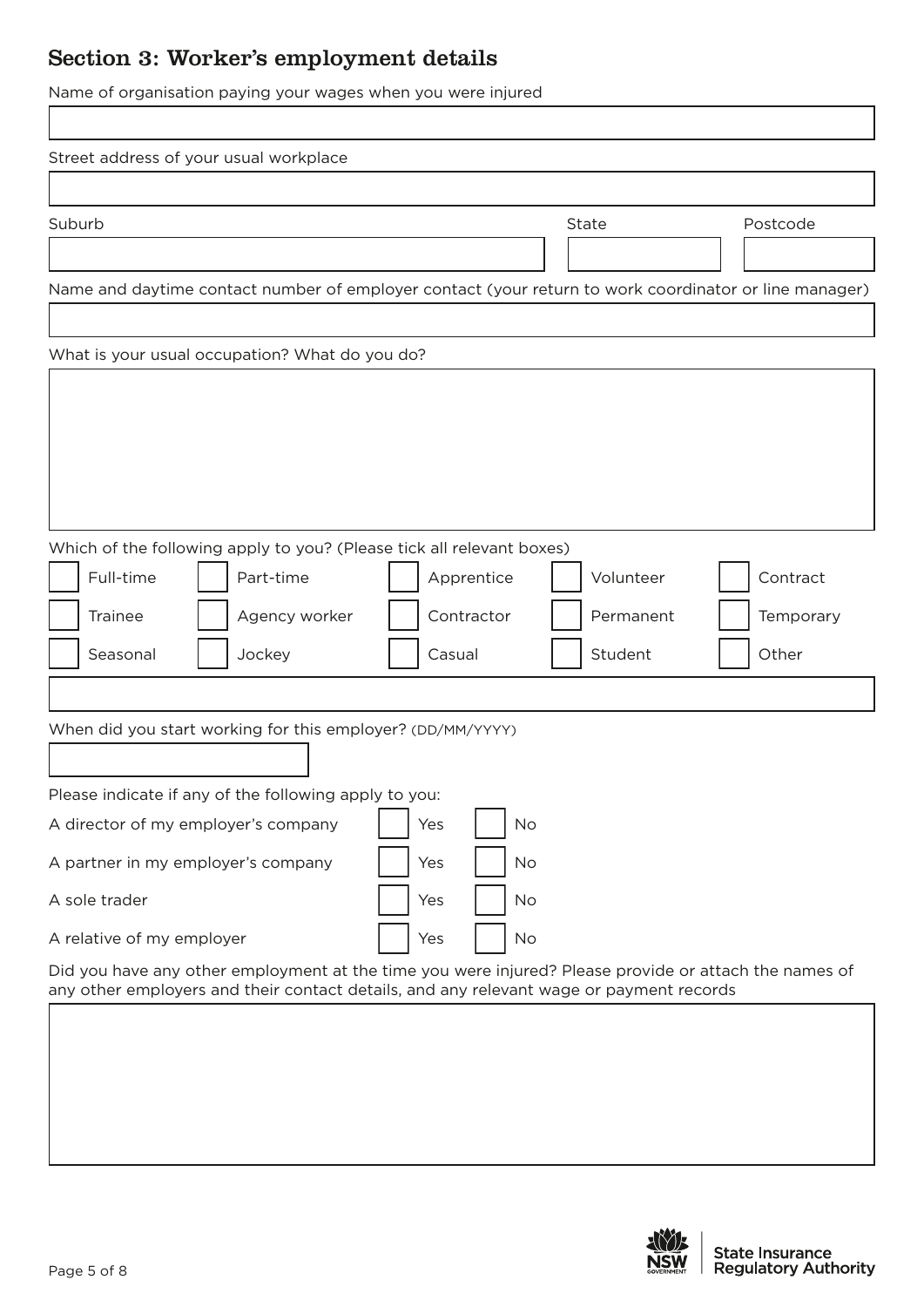## Section 3: Worker's employment details

Name of organisation paying your wages when you were injured

Street address of your usual workplace

| Suburb | State | Postcode |
|---|---|---|
| | | |

Name and daytime contact number of employer contact (your return to work coordinator or line manager)

What is your usual occupation? What do you do?

Which of the following apply to you? (Please tick all relevant boxes)

| | | | | |
|---|---|---|---|---|
| ☐ Full-time | ☐ Part-time | ☐ Apprentice | ☐ Volunteer | ☐ Contract |
| ☐ Trainee | ☐ Agency worker | ☐ Contractor | ☐ Permanent | ☐ Temporary |
| ☐ Seasonal | ☐ Jockey | ☐ Casual | ☐ Student | ☐ Other |

When did you start working for this employer? (DD/MM/YYYY)

Please indicate if any of the following apply to you:

| | | |
|---|---|---|
| A director of my employer's company | ☐ Yes | ☐ No |
| A partner in my employer's company | ☐ Yes | ☐ No |
| A sole trader | ☐ Yes | ☐ No |
| A relative of my employer | ☐ Yes | ☐ No |

Did you have any other employment at the time you were injured? Please provide or attach the names of any other employers and their contact details, and any relevant wage or payment records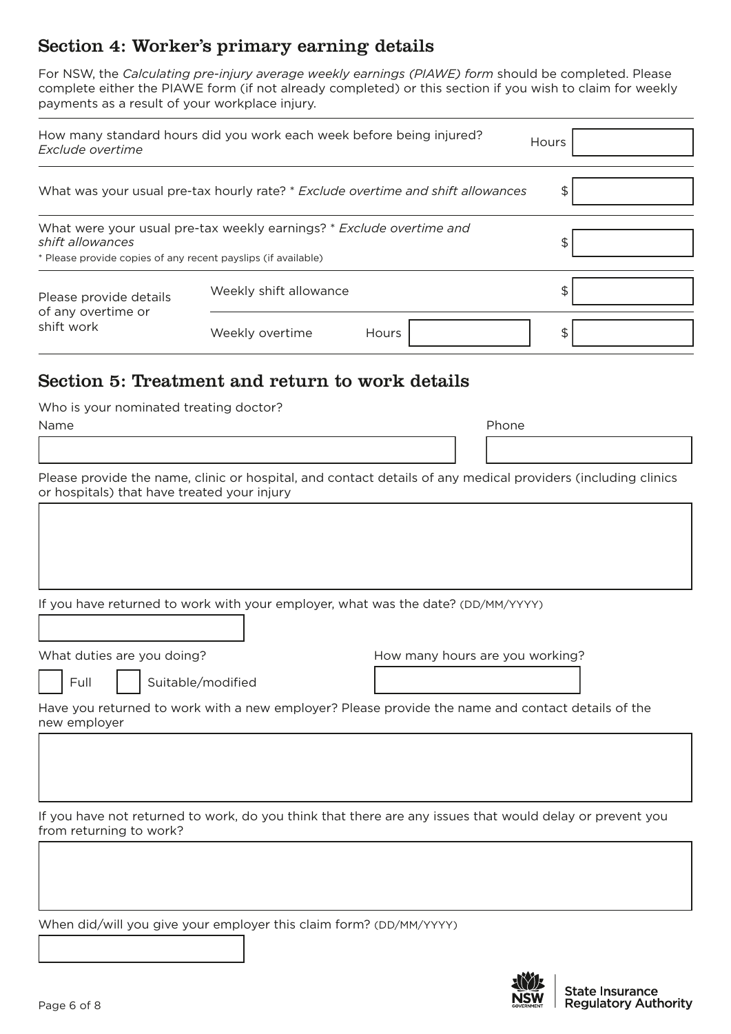## Section 4: Worker's primary earning details

For NSW, the *Calculating pre-injury average weekly earnings (PIAWE) form* should be completed. Please complete either the PIAWE form (if not already completed) or this section if you wish to claim for weekly payments as a result of your workplace injury.

| | | | |
|---|---|---|---|
| How many standard hours did you work each week before being injured? *Exclude overtime* | | | Hours |
| What was your usual pre-tax hourly rate? * *Exclude overtime and shift allowances* | | | $ |
| What were your usual pre-tax weekly earnings? * *Exclude overtime and shift allowances*<br>* Please provide copies of any recent payslips (if available) | | | $ |
| Please provide details of any overtime or shift work | Weekly shift allowance | | $ |
| | Weekly overtime | Hours | $ |

## Section 5: Treatment and return to work details

Who is your nominated treating doctor?

Name

Phone

Please provide the name, clinic or hospital, and contact details of any medical providers (including clinics or hospitals) that have treated your injury

If you have returned to work with your employer, what was the date? (DD/MM/YYYY)

What duties are you doing?

☐ Full ☐ Suitable/modified

How many hours are you working?

Have you returned to work with a new employer? Please provide the name and contact details of the new employer

If you have not returned to work, do you think that there are any issues that would delay or prevent you from returning to work?

When did/will you give your employer this claim form? (DD/MM/YYYY)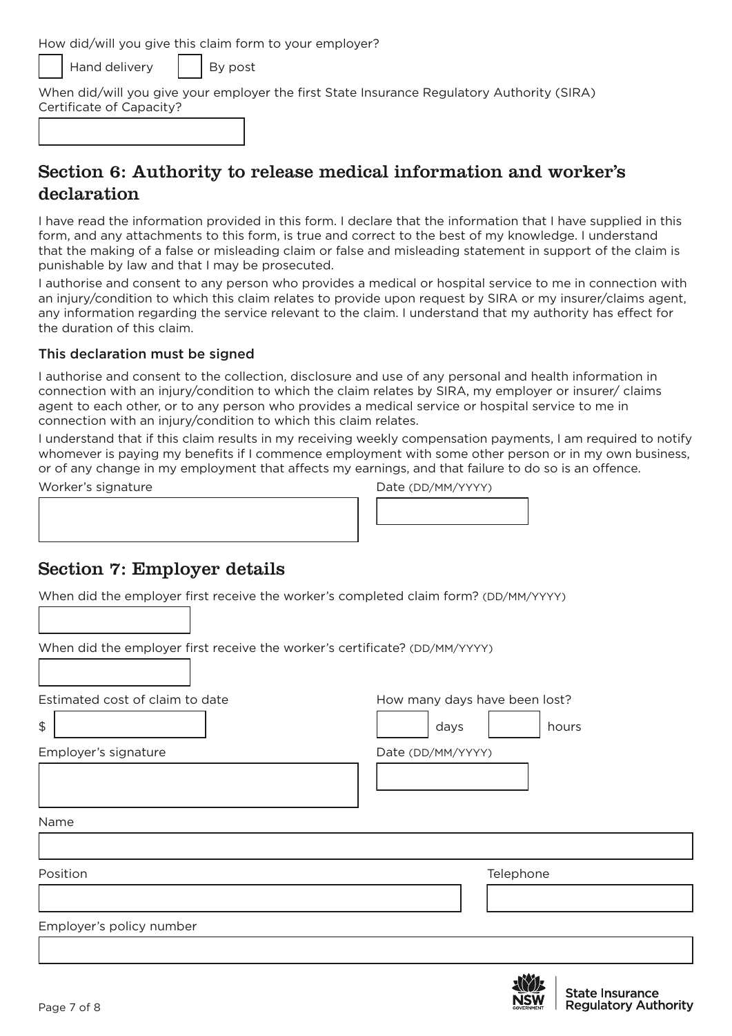How did/will you give this claim form to your employer?

☐ Hand delivery ☐ By post

When did/will you give your employer the first State Insurance Regulatory Authority (SIRA) Certificate of Capacity?

## Section 6: Authority to release medical information and worker's declaration

I have read the information provided in this form. I declare that the information that I have supplied in this form, and any attachments to this form, is true and correct to the best of my knowledge. I understand that the making of a false or misleading claim or false and misleading statement in support of the claim is punishable by law and that I may be prosecuted.

I authorise and consent to any person who provides a medical or hospital service to me in connection with an injury/condition to which this claim relates to provide upon request by SIRA or my insurer/claims agent, any information regarding the service relevant to the claim. I understand that my authority has effect for the duration of this claim.

### This declaration must be signed

I authorise and consent to the collection, disclosure and use of any personal and health information in connection with an injury/condition to which the claim relates by SIRA, my employer or insurer/ claims agent to each other, or to any person who provides a medical service or hospital service to me in connection with an injury/condition to which this claim relates.

I understand that if this claim results in my receiving weekly compensation payments, I am required to notify whomever is paying my benefits if I commence employment with some other person or in my own business, or of any change in my employment that affects my earnings, and that failure to do so is an offence.

Worker's signature

Date (DD/MM/YYYY)

## Section 7: Employer details

When did the employer first receive the worker's completed claim form? (DD/MM/YYYY)

When did the employer first receive the worker's certificate? (DD/MM/YYYY)

Estimated cost of claim to date

$

How many days have been lost?

days hours

Employer's signature

Date (DD/MM/YYYY)

Name

Position

Telephone

Employer's policy number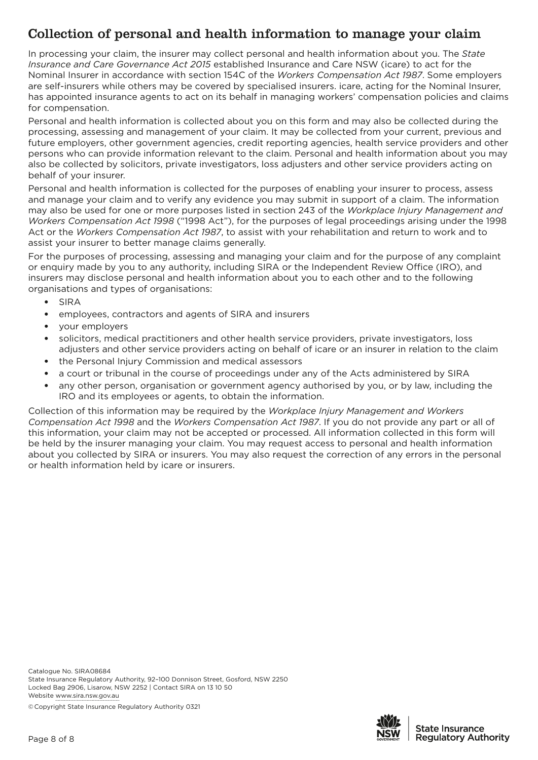## Collection of personal and health information to manage your claim

In processing your claim, the insurer may collect personal and health information about you. The *State Insurance and Care Governance Act 2015* established Insurance and Care NSW (icare) to act for the Nominal Insurer in accordance with section 154C of the *Workers Compensation Act 1987*. Some employers are self-insurers while others may be covered by specialised insurers. icare, acting for the Nominal Insurer, has appointed insurance agents to act on its behalf in managing workers' compensation policies and claims for compensation.

Personal and health information is collected about you on this form and may also be collected during the processing, assessing and management of your claim. It may be collected from your current, previous and future employers, other government agencies, credit reporting agencies, health service providers and other persons who can provide information relevant to the claim. Personal and health information about you may also be collected by solicitors, private investigators, loss adjusters and other service providers acting on behalf of your insurer.

Personal and health information is collected for the purposes of enabling your insurer to process, assess and manage your claim and to verify any evidence you may submit in support of a claim. The information may also be used for one or more purposes listed in section 243 of the *Workplace Injury Management and Workers Compensation Act 1998* ("1998 Act"), for the purposes of legal proceedings arising under the 1998 Act or the *Workers Compensation Act 1987*, to assist with your rehabilitation and return to work and to assist your insurer to better manage claims generally.

For the purposes of processing, assessing and managing your claim and for the purpose of any complaint or enquiry made by you to any authority, including SIRA or the Independent Review Office (IRO), and insurers may disclose personal and health information about you to each other and to the following organisations and types of organisations:

- SIRA
- employees, contractors and agents of SIRA and insurers
- your employers
- solicitors, medical practitioners and other health service providers, private investigators, loss adjusters and other service providers acting on behalf of icare or an insurer in relation to the claim
- the Personal Injury Commission and medical assessors
- a court or tribunal in the course of proceedings under any of the Acts administered by SIRA
- any other person, organisation or government agency authorised by you, or by law, including the IRO and its employees or agents, to obtain the information.

Collection of this information may be required by the *Workplace Injury Management and Workers Compensation Act 1998* and the *Workers Compensation Act 1987*. If you do not provide any part or all of this information, your claim may not be accepted or processed. All information collected in this form will be held by the insurer managing your claim. You may request access to personal and health information about you collected by SIRA or insurers. You may also request the correction of any errors in the personal or health information held by icare or insurers.

Catalogue No. SIRA08684
State Insurance Regulatory Authority, 92–100 Donnison Street, Gosford, NSW 2250
Locked Bag 2906, Lisarow, NSW 2252 | Contact SIRA on 13 10 50
Website www.sira.nsw.gov.au

© Copyright State Insurance Regulatory Authority 0321

NSW Government | State Insurance Regulatory Authority